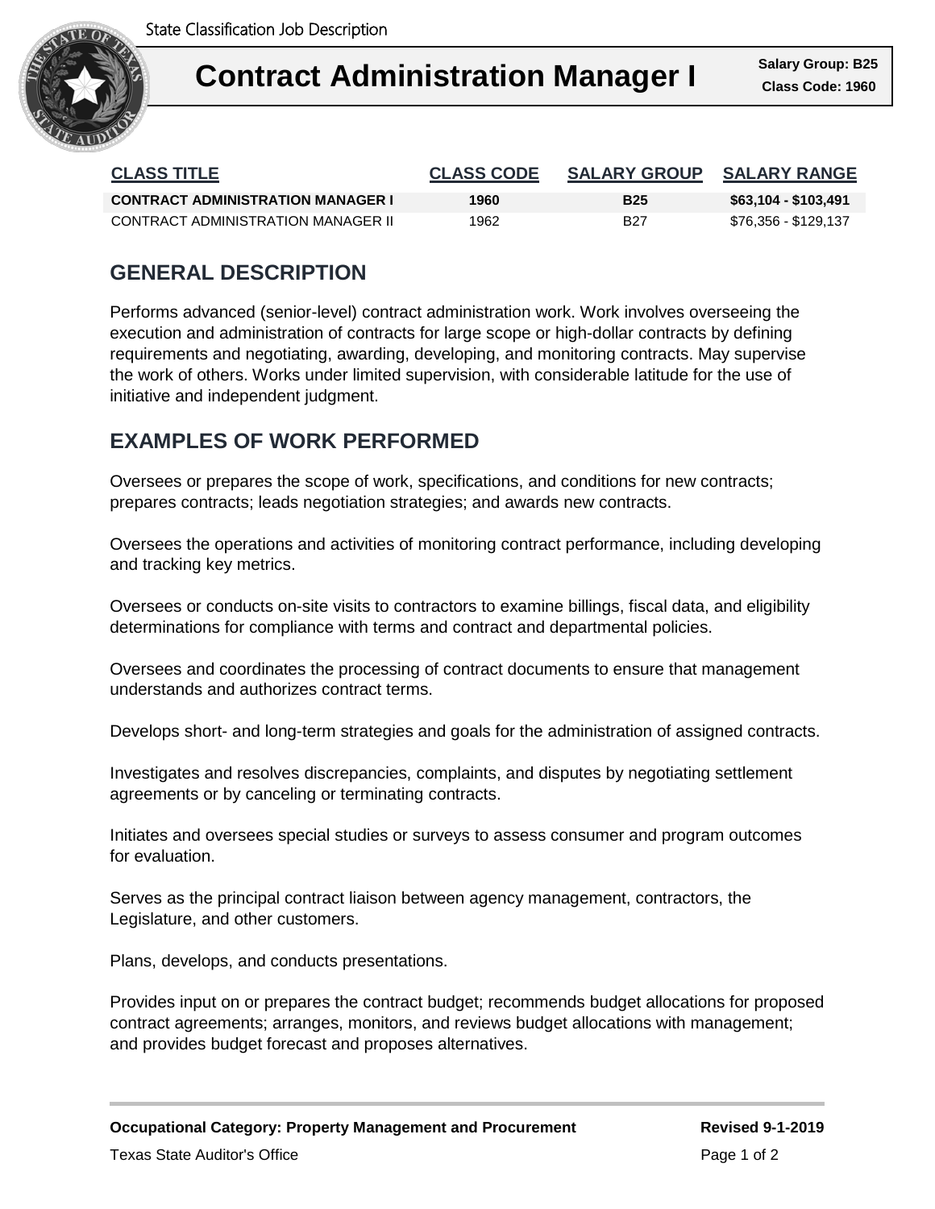State Classification Job Description

# Contract Administration Manager I

**Salary Group: B25**
**Class Code: 1960**

| CLASS TITLE | CLASS CODE | SALARY GROUP | SALARY RANGE |
|---|---|---|---|
| **CONTRACT ADMINISTRATION MANAGER I** | **1960** | **B25** | **$63,104 - $103,491** |
| CONTRACT ADMINISTRATION MANAGER II | 1962 | B27 | $76,356 - $129,137 |

## GENERAL DESCRIPTION

Performs advanced (senior-level) contract administration work. Work involves overseeing the execution and administration of contracts for large scope or high-dollar contracts by defining requirements and negotiating, awarding, developing, and monitoring contracts. May supervise the work of others. Works under limited supervision, with considerable latitude for the use of initiative and independent judgment.

## EXAMPLES OF WORK PERFORMED

Oversees or prepares the scope of work, specifications, and conditions for new contracts; prepares contracts; leads negotiation strategies; and awards new contracts.

Oversees the operations and activities of monitoring contract performance, including developing and tracking key metrics.

Oversees or conducts on-site visits to contractors to examine billings, fiscal data, and eligibility determinations for compliance with terms and contract and departmental policies.

Oversees and coordinates the processing of contract documents to ensure that management understands and authorizes contract terms.

Develops short- and long-term strategies and goals for the administration of assigned contracts.

Investigates and resolves discrepancies, complaints, and disputes by negotiating settlement agreements or by canceling or terminating contracts.

Initiates and oversees special studies or surveys to assess consumer and program outcomes for evaluation.

Serves as the principal contract liaison between agency management, contractors, the Legislature, and other customers.

Plans, develops, and conducts presentations.

Provides input on or prepares the contract budget; recommends budget allocations for proposed contract agreements; arranges, monitors, and reviews budget allocations with management; and provides budget forecast and proposes alternatives.

**Occupational Category: Property Management and Procurement** **Revised 9-1-2019**

Texas State Auditor's Office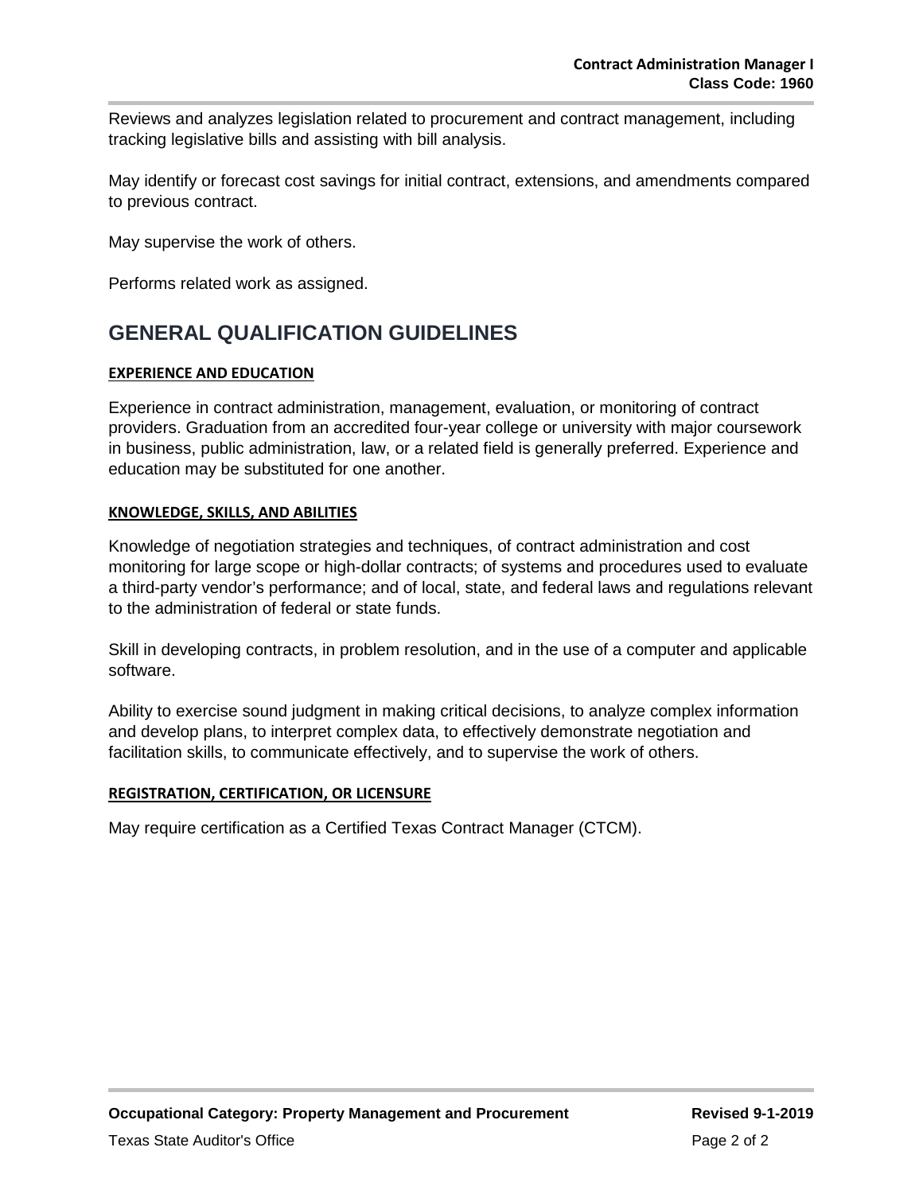Reviews and analyzes legislation related to procurement and contract management, including tracking legislative bills and assisting with bill analysis.

May identify or forecast cost savings for initial contract, extensions, and amendments compared to previous contract.

May supervise the work of others.

Performs related work as assigned.

## GENERAL QUALIFICATION GUIDELINES

### EXPERIENCE AND EDUCATION

Experience in contract administration, management, evaluation, or monitoring of contract providers. Graduation from an accredited four-year college or university with major coursework in business, public administration, law, or a related field is generally preferred. Experience and education may be substituted for one another.

### KNOWLEDGE, SKILLS, AND ABILITIES

Knowledge of negotiation strategies and techniques, of contract administration and cost monitoring for large scope or high-dollar contracts; of systems and procedures used to evaluate a third-party vendor's performance; and of local, state, and federal laws and regulations relevant to the administration of federal or state funds.

Skill in developing contracts, in problem resolution, and in the use of a computer and applicable software.

Ability to exercise sound judgment in making critical decisions, to analyze complex information and develop plans, to interpret complex data, to effectively demonstrate negotiation and facilitation skills, to communicate effectively, and to supervise the work of others.

### REGISTRATION, CERTIFICATION, OR LICENSURE

May require certification as a Certified Texas Contract Manager (CTCM).